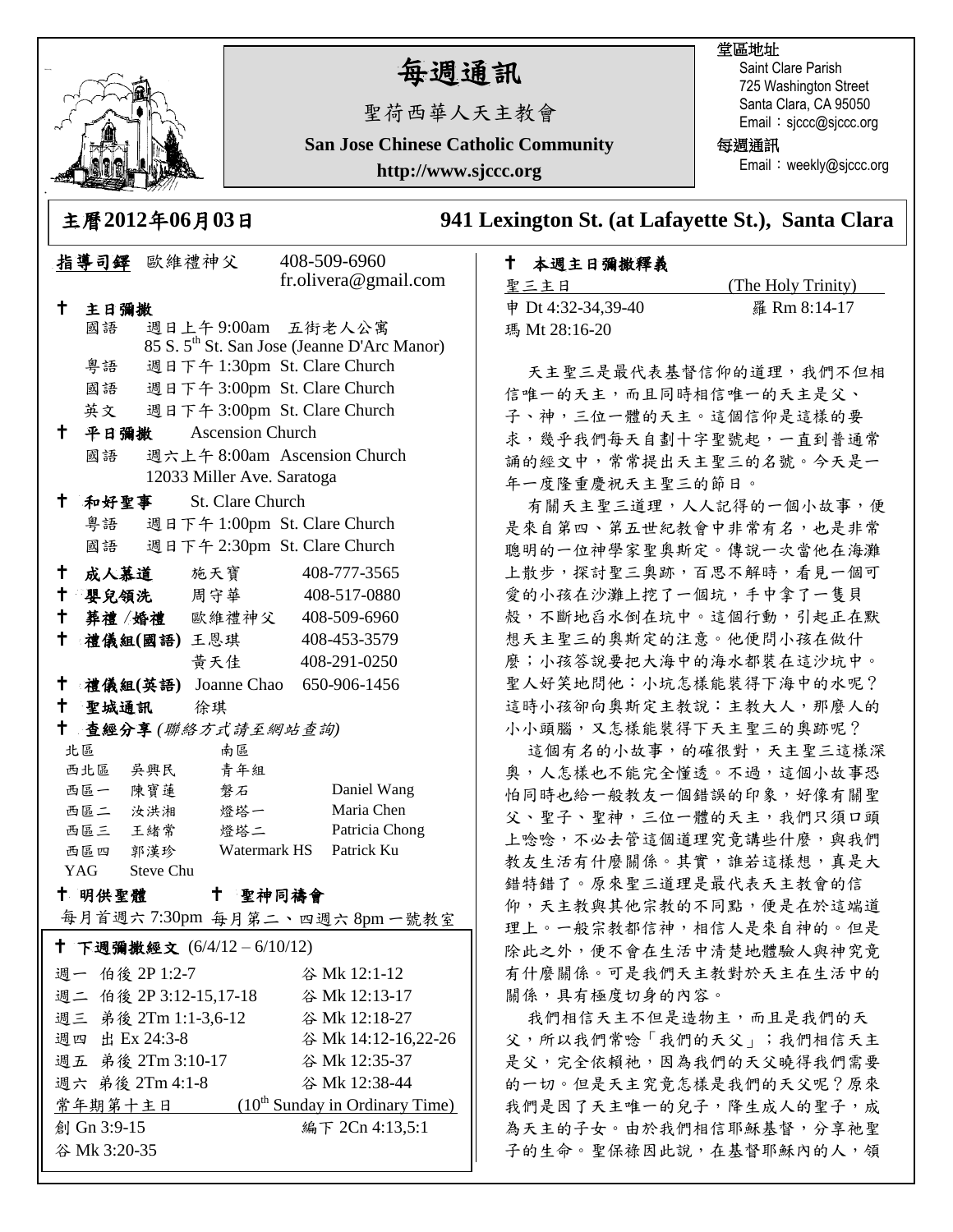# 每週通訊

聖荷西華人天主教會

**San Jose Chinese Catholic Community**

**http://www.sjccc.org**

堂區地址
Saint Clare Parish
725 Washington Street
Santa Clara, CA 95050
Email：sjccc@sjccc.org

每週通訊
Email：weekly@sjccc.org

## 主曆2012年06月03日　　941 Lexington St. (at Lafayette St.), Santa Clara

**指導司鐸** 歐維禮神父 408-509-6960 fr.olivera@gmail.com

✝ **主日彌撒**
- 國語 週日上午 9:00am 五街老人公寓 85 S. 5th St. San Jose (Jeanne D'Arc Manor)
- 粵語 週日下午 1:30pm St. Clare Church
- 國語 週日下午 3:00pm St. Clare Church
- 英文 週日下午 3:00pm St. Clare Church

✝ **平日彌撒** Ascension Church
- 國語 週六上午 8:00am Ascension Church 12033 Miller Ave. Saratoga

✝ **和好聖事** St. Clare Church
- 粵語 週日下午 1:00pm St. Clare Church
- 國語 週日下午 2:30pm St. Clare Church

✝ **成人慕道** 施天寶 408-777-3565

✝ **嬰兒領洗** 周守華 408-517-0880

✝ **葬禮 /婚禮** 歐維禮神父 408-509-6960

✝ **禮儀組(國語)** 王恩琪 408-453-3579
黃天佳 408-291-0250

✝ **禮儀組(英語)** Joanne Chao 650-906-1456

✝ **聖城通訊** 徐琪

✝ **查經分享** *(聯絡方式請至網站查詢)*

| 北區 | | 南區 | |
|---|---|---|---|
| 西北區 | 吳興民 | 青年組 | |
| 西區一 | 陳寶蓮 | 磐石 | Daniel Wang |
| 西區二 | 汝洪湘 | 燈塔一 | Maria Chen |
| 西區三 | 王緒常 | 燈塔二 | Patricia Chong |
| 西區四 | 郭漢珍 | Watermark HS | Patrick Ku |
| YAG | Steve Chu | | |

✝ **明供聖體**　✝ **聖神同禱會**

每月首週六 7:30pm 每月第二、四週六 8pm 一號教室

✝ **下週彌撒經文** (6/4/12 – 6/10/12)

| | |
|---|---|
| 週一 伯後 2P 1:2-7 | 谷 Mk 12:1-12 |
| 週二 伯後 2P 3:12-15,17-18 | 谷 Mk 12:13-17 |
| 週三 弟後 2Tm 1:1-3,6-12 | 谷 Mk 12:18-27 |
| 週四 出 Ex 24:3-8 | 谷 Mk 14:12-16,22-26 |
| 週五 弟後 2Tm 3:10-17 | 谷 Mk 12:35-37 |
| 週六 弟後 2Tm 4:1-8 | 谷 Mk 12:38-44 |
| 常年期第十主日 | (10th Sunday in Ordinary Time) |
| 創 Gn 3:9-15 | 編下 2Cn 4:13,5:1 |
| 谷 Mk 3:20-35 | |

✝ **本週主日彌撒釋義**

聖三主日　(The Holy Trinity)

申 Dt 4:32-34,39-40　羅 Rm 8:14-17
瑪 Mt 28:16-20

天主聖三是最代表基督信仰的道理，我們不但相信唯一的天主，而且同時相信唯一的天主是父、子、神，三位一體的天主。這個信仰是這樣的要求，幾乎我們每天自劃十字聖號起，一直到普通常誦的經文中，常常提出天主聖三的名號。今天是一年一度隆重慶祝天主聖三的節日。

有關天主聖三道理，人人記得的一個小故事，便是來自第四、第五世紀教會中非常有名，也是非常聰明的一位神學家聖奧斯定。傳說一次當他在海灘上散步，探討聖三奧跡，百思不解時，看見一個可愛的小孩在沙灘上挖了一個坑，手中拿了一隻貝殼，不斷地舀水倒在坑中。這個行動，引起正在默想天主聖三的奧斯定的注意。他便問小孩在做什麼；小孩答說要把大海中的海水都裝在這沙坑中。聖人好笑地問他：小坑怎樣能裝得下海中的水呢？這時小孩卻向奧斯定主教說：主教大人，那麼人的小小頭腦，又怎樣能裝得下天主聖三的奧跡呢？

這個有名的小故事，的確很對，天主聖三這樣深奧，人怎樣也不能完全懂透。不過，這個小故事恐怕同時也給一般教友一個錯誤的印象，好像有關聖父、聖子、聖神，三位一體的天主，我們只須口頭上唸唸，不必去管這個道理究竟講些什麼，與我們教友生活有什麼關係。其實，誰若這樣想，真是大錯特錯了。原來聖三道理是最代表天主教會的信仰，天主教與其他宗教的不同點，便是在於這端道理上。一般宗教都信神，相信人是來自神的。但是除此之外，便不會在生活中清楚地體驗人與神究竟有什麼關係。可是我們天主教對於天主在生活中的關係，具有極度切身的內容。

我們相信天主不但是造物主，而且是我們的天父，所以我們常唸「我們的天父」；我們相信天主是父，完全依賴祂，因為我們的天父曉得我們需要的一切。但是天主究竟怎樣是我們的天父呢？原來我們是因了天主唯一的兒子，降生成人的聖子，成為天主的子女。由於我們相信耶穌基督，分享祂聖子的生命。聖保祿因此說，在基督耶穌內的人，領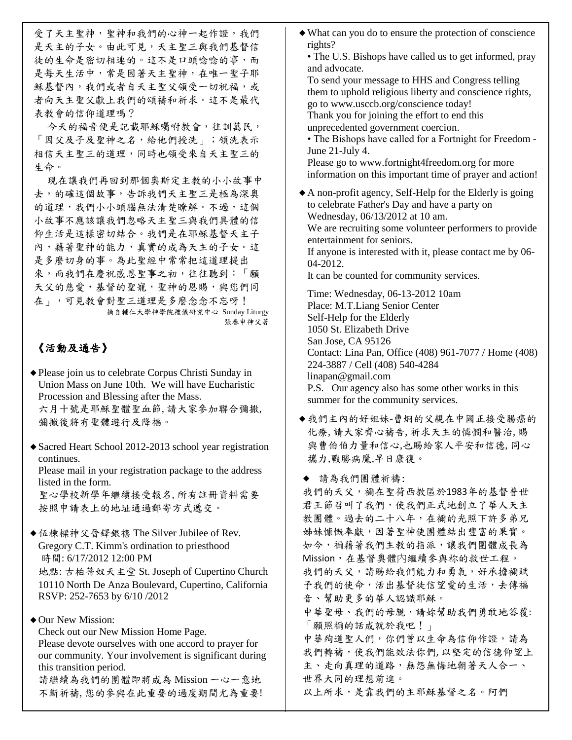受了天主聖神，聖神和我們的心神一起作證，我們是天主的子女。由此可見，天主聖三與我們基督信徒的生命是密切相連的。這不是口頭唸唸的事，而是每天生活中，常是因著天主聖神，在唯一聖子耶穌基督內，我們或者自天主聖父領受一切祝福，或者向天主聖父獻上我們的頌禱和祈求。這不是最代表教會的信仰道理嗎？

今天的福音便是記載耶穌囑咐教會，往訓萬民，「因父及子及聖神之名，給他們授洗」；領洗表示相信天主聖三的道理，同時也領受來自天主聖三的生命。

現在讓我們再回到那個奧斯定主教的小小故事中去，的確這個故事，告訴我們天主聖三是極為深奧的道理，我們小小頭腦無法清楚瞭解。不過，這個小故事不應該讓我們忽略天主聖三與我們具體的信仰生活是這樣密切結合。我們是在耶穌基督天主子內，藉著聖神的能力，真實的成為天主的子女。這是多麼切身的事。為此聖經中常常把這道理提出來，而我們在慶祝感恩聖事之初，往往聽到：「願天父的慈愛，基督的聖寵，聖神的恩賜，與您們同在」，可見教會對聖三道理是多麼念念不忘呀！

摘自輔仁大學神學院禮儀研究中心 Sunday Liturgy
張春申神父著

## 《活動及通告》

◆ Please join us to celebrate Corpus Christi Sunday in Union Mass on June 10th. We will have Eucharistic Procession and Blessing after the Mass.
六月十號是耶穌聖體聖血節, 請大家參加聯合彌撒, 彌撒後將有聖體遊行及降福。

◆ Sacred Heart School 2012-2013 school year registration continues.
Please mail in your registration package to the address listed in the form.
聖心學校新學年繼續接受報名, 所有註冊資料需要按照申請表上的地址通過郵寄方式遞交。

◆ 伍棟樑神父晉鐸銀禧 The Silver Jubilee of Rev. Gregory C.T. Kimm's ordination to priesthood
時間: 6/17/2012 12:00 PM
地點: 古柏蒂奴天主堂 St. Joseph of Cupertino Church
10110 North De Anza Boulevard, Cupertino, California
RSVP: 252-7653 by 6/10 /2012

◆ Our New Mission:
Check out our New Mission Home Page.
Please devote ourselves with one accord to prayer for our community. Your involvement is significant during this transition period.
請繼續為我們的團體即將成為 Mission 一心一意地不斷祈禱, 您的參與在此重要的過度期間尤為重要!

◆ What can you do to ensure the protection of conscience rights?
• The U.S. Bishops have called us to get informed, pray and advocate.
To send your message to HHS and Congress telling them to uphold religious liberty and conscience rights, go to www.usccb.org/conscience today!
Thank you for joining the effort to end this unprecedented government coercion.
• The Bishops have called for a Fortnight for Freedom - June 21-July 4.
Please go to www.fortnight4freedom.org for more information on this important time of prayer and action!

◆ A non-profit agency, Self-Help for the Elderly is going to celebrate Father's Day and have a party on Wednesday, 06/13/2012 at 10 am.
We are recruiting some volunteer performers to provide entertainment for seniors.
If anyone is interested with it, please contact me by 06-04-2012.
It can be counted for community services.

Time: Wednesday, 06-13-2012 10am
Place: M.T.Liang Senior Center
Self-Help for the Elderly
1050 St. Elizabeth Drive
San Jose, CA 95126
Contact: Lina Pan, Office (408) 961-7077 / Home (408) 224-3887 / Cell (408) 540-4284
linapan@gmail.com
P.S. Our agency also has some other works in this summer for the community services.

◆ 我們主內的好姐妹-曹炯的父親在中國正接受腸癌的化療, 請大家齊心禱告, 祈求天主的憐憫和醫治, 賜與曹伯伯力量和信心,也賜給家人平安和信德, 同心攜力,戰勝病魔,早日康復。

◆ 請為我們團體祈禱:
我們的天父，禰在聖荷西教區於1983年的基督普世君王節召叫了我們，使我們正式地創立了華人天主教團體。過去的二十八年，在禰的光照下許多弟兄姊妹慷慨奉獻，因著聖神使團體結出豐富的果實。如今，禰藉著我們主教的指派，讓我們團體成長為Mission，在基督奧體內繼續參與祢的救世工程。
我們的天父，請賜給我們能力和勇氣，好承擔禰賦予我們的使命，活出基督徒信望愛的生活，去傳福音、幫助更多的華人認識耶穌。
中華聖母、我們的母親，請妳幫助我們勇敢地答覆:「願照禰的話成就於我吧！」
中華殉道聖人們，你們曾以生命為信仰作證，請為我們轉禱，使我們能效法你們, 以堅定的信德仰望上主、走向真理的道路，無怨無悔地朝著天人合一、世界大同的理想前進。
以上所求，是靠我們的主耶穌基督之名。阿們